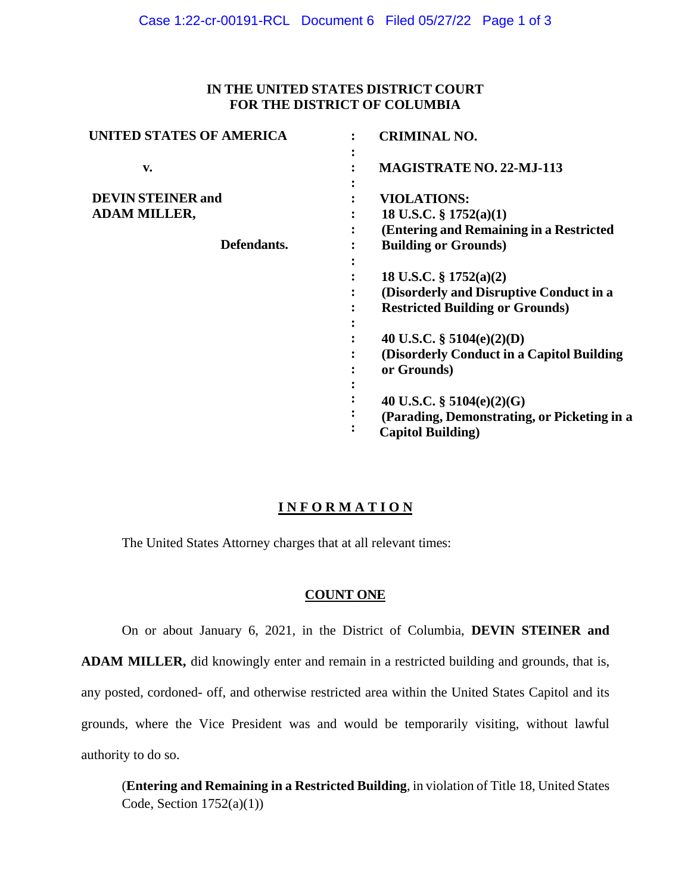**IN THE UNITED STATES DISTRICT COURT**
**FOR THE DISTRICT OF COLUMBIA**

| | | |
|---|---|---|
| **UNITED STATES OF AMERICA** | : | **CRIMINAL NO.** |
| **v.** | : | **MAGISTRATE NO. 22-MJ-113** |
| **DEVIN STEINER and ADAM MILLER,** | : | **VIOLATIONS:** |
| **Defendants.** | : | **18 U.S.C. § 1752(a)(1) (Entering and Remaining in a Restricted Building or Grounds)** |
| | : | **18 U.S.C. § 1752(a)(2) (Disorderly and Disruptive Conduct in a Restricted Building or Grounds)** |
| | : | **40 U.S.C. § 5104(e)(2)(D) (Disorderly Conduct in a Capitol Building or Grounds)** |
| | : | **40 U.S.C. § 5104(e)(2)(G) (Parading, Demonstrating, or Picketing in a Capitol Building)** |

## INFORMATION

The United States Attorney charges that at all relevant times:

### COUNT ONE

On or about January 6, 2021, in the District of Columbia, **DEVIN STEINER and ADAM MILLER,** did knowingly enter and remain in a restricted building and grounds, that is, any posted, cordoned- off, and otherwise restricted area within the United States Capitol and its grounds, where the Vice President was and would be temporarily visiting, without lawful authority to do so.

(**Entering and Remaining in a Restricted Building**, in violation of Title 18, United States Code, Section 1752(a)(1))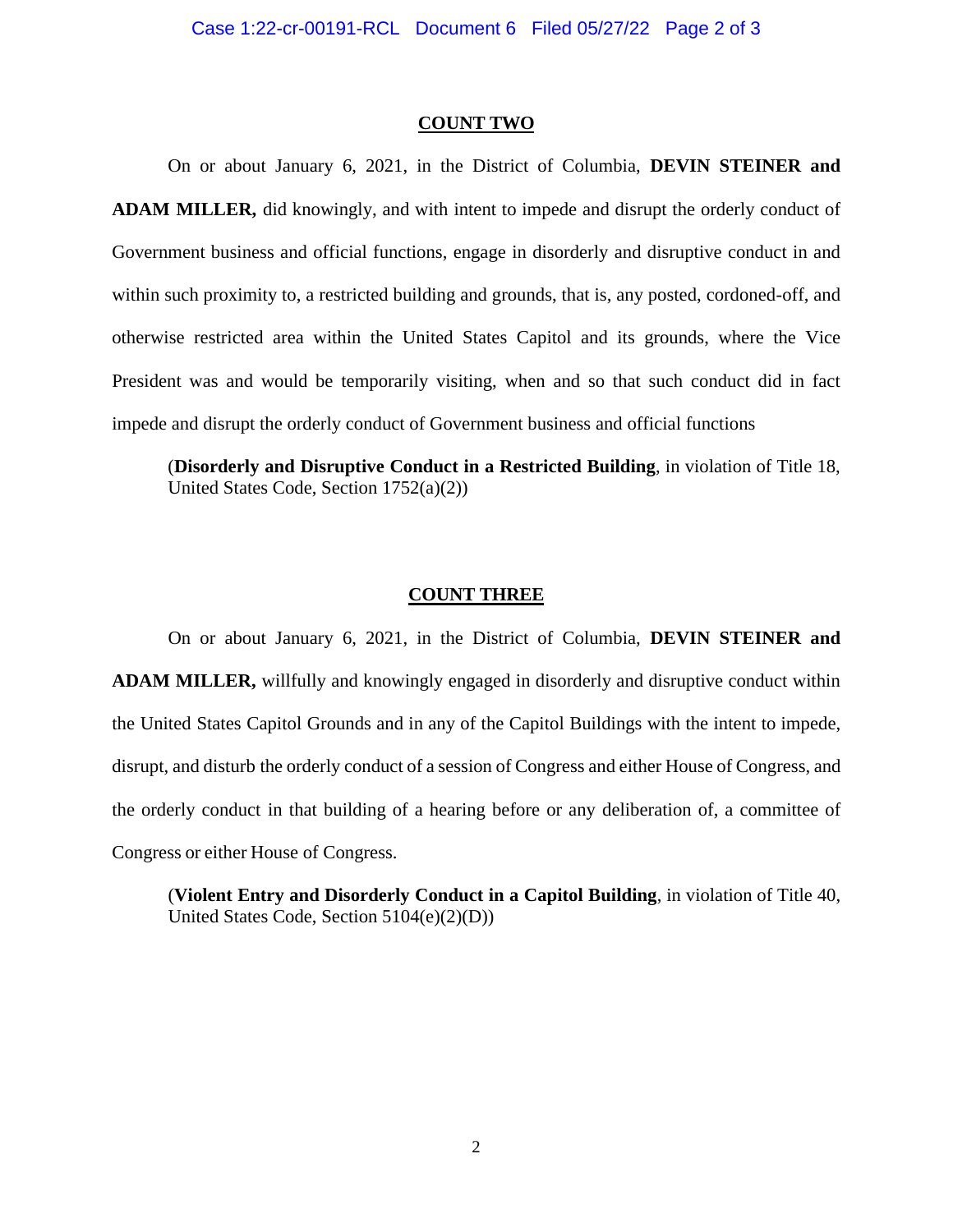## COUNT TWO

On or about January 6, 2021, in the District of Columbia, **DEVIN STEINER and ADAM MILLER,** did knowingly, and with intent to impede and disrupt the orderly conduct of Government business and official functions, engage in disorderly and disruptive conduct in and within such proximity to, a restricted building and grounds, that is, any posted, cordoned-off, and otherwise restricted area within the United States Capitol and its grounds, where the Vice President was and would be temporarily visiting, when and so that such conduct did in fact impede and disrupt the orderly conduct of Government business and official functions

(**Disorderly and Disruptive Conduct in a Restricted Building**, in violation of Title 18, United States Code, Section 1752(a)(2))

## COUNT THREE

On or about January 6, 2021, in the District of Columbia, **DEVIN STEINER and ADAM MILLER,** willfully and knowingly engaged in disorderly and disruptive conduct within the United States Capitol Grounds and in any of the Capitol Buildings with the intent to impede, disrupt, and disturb the orderly conduct of a session of Congress and either House of Congress, and the orderly conduct in that building of a hearing before or any deliberation of, a committee of Congress or either House of Congress.

(**Violent Entry and Disorderly Conduct in a Capitol Building**, in violation of Title 40, United States Code, Section 5104(e)(2)(D))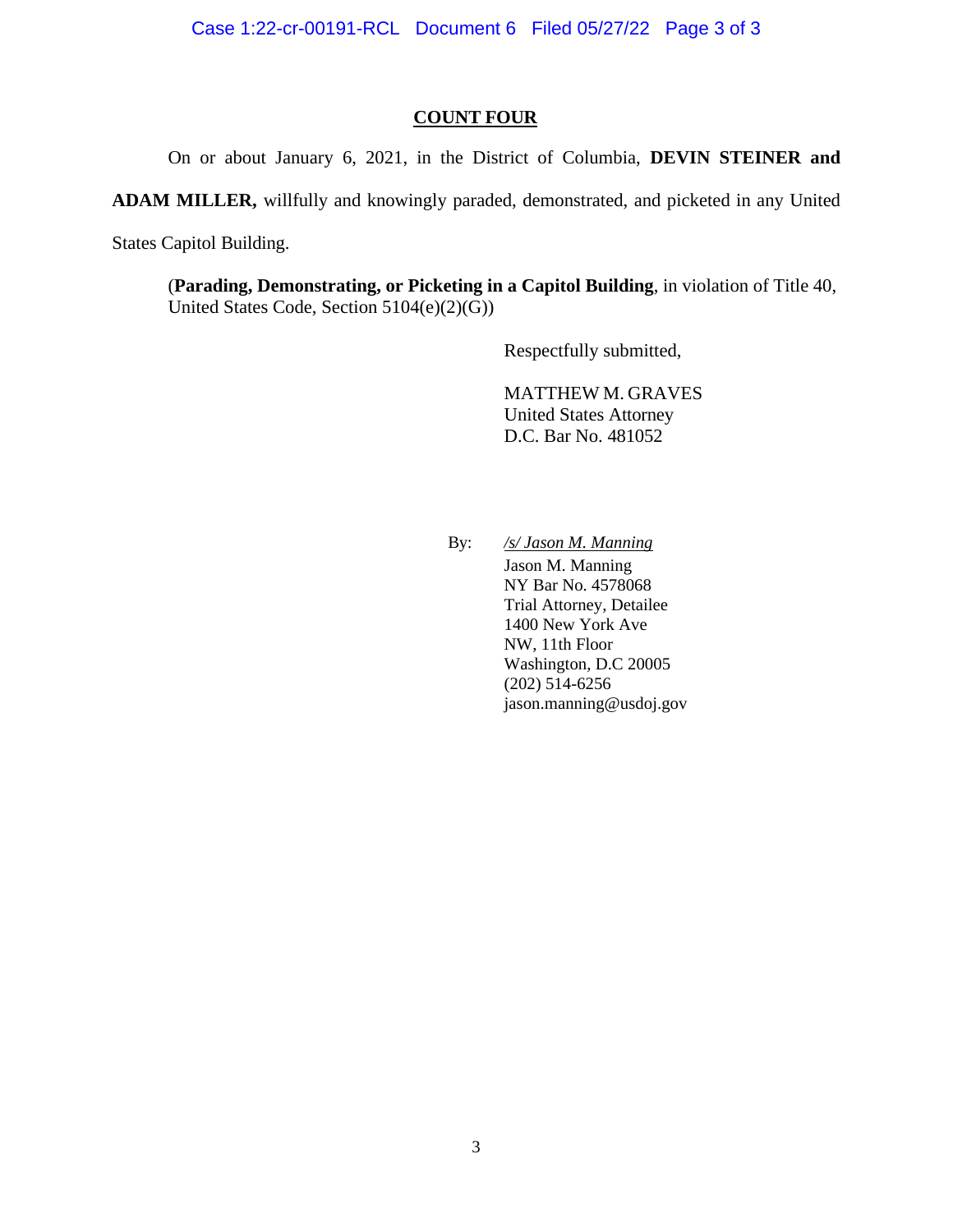## COUNT FOUR

On or about January 6, 2021, in the District of Columbia, **DEVIN STEINER and ADAM MILLER,** willfully and knowingly paraded, demonstrated, and picketed in any United States Capitol Building.

(**Parading, Demonstrating, or Picketing in a Capitol Building**, in violation of Title 40, United States Code, Section 5104(e)(2)(G))

Respectfully submitted,

MATTHEW M. GRAVES
United States Attorney
D.C. Bar No. 481052

By: */s/ Jason M. Manning*
Jason M. Manning
NY Bar No. 4578068
Trial Attorney, Detailee
1400 New York Ave
NW, 11th Floor
Washington, D.C 20005
(202) 514-6256
jason.manning@usdoj.gov